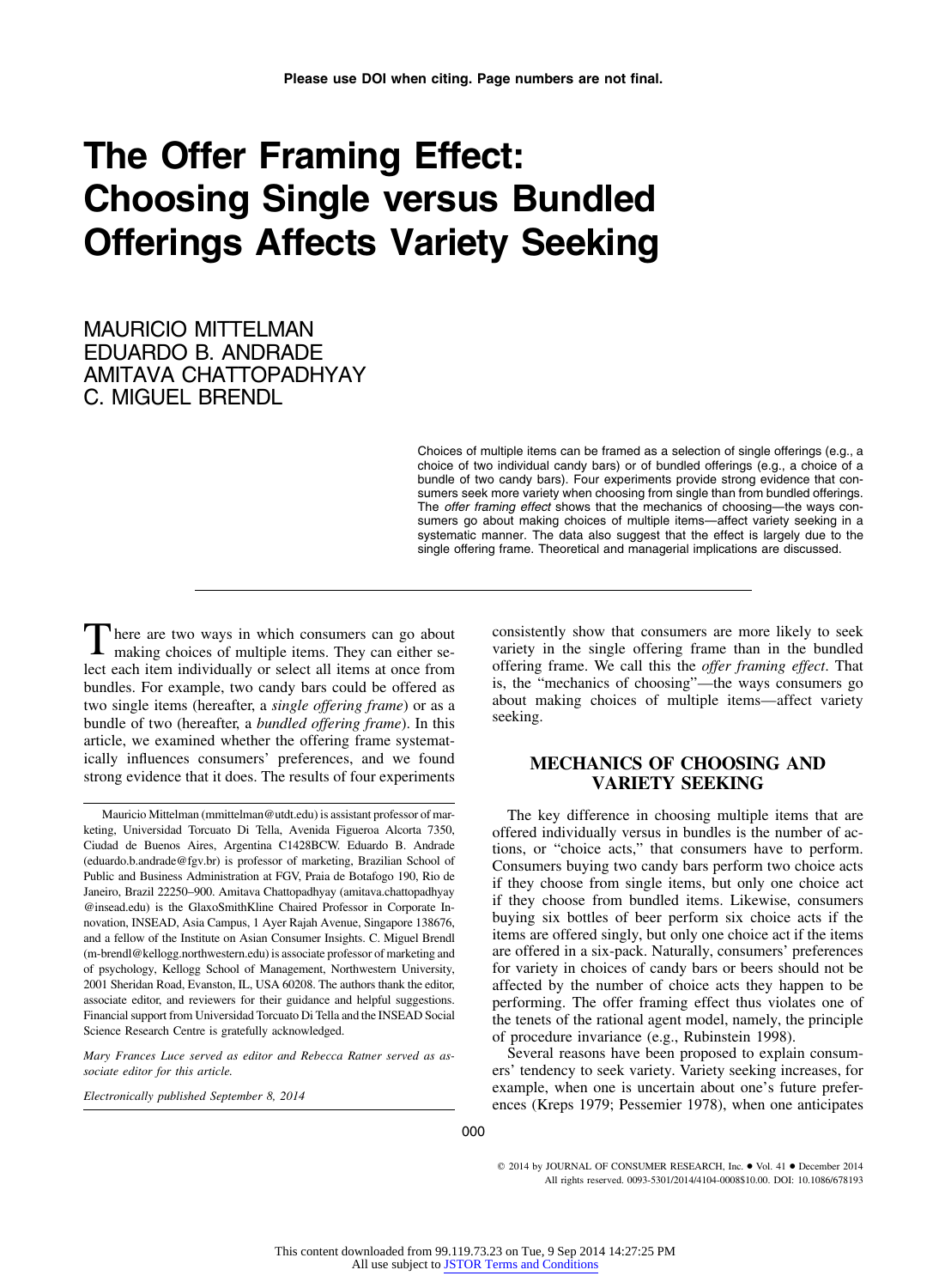# The Offer Framing Effect: Choosing Single versus Bundled Offerings Affects Variety Seeking

MAURICIO MITTELMAN
EDUARDO B. ANDRADE
AMITAVA CHATTOPADHYAY
C. MIGUEL BRENDL

Choices of multiple items can be framed as a selection of single offerings (e.g., a choice of two individual candy bars) or of bundled offerings (e.g., a choice of a bundle of two candy bars). Four experiments provide strong evidence that consumers seek more variety when choosing from single than from bundled offerings. The *offer framing effect* shows that the mechanics of choosing—the ways consumers go about making choices of multiple items—affect variety seeking in a systematic manner. The data also suggest that the effect is largely due to the single offering frame. Theoretical and managerial implications are discussed.

---

There are two ways in which consumers can go about making choices of multiple items. They can either select each item individually or select all items at once from bundles. For example, two candy bars could be offered as two single items (hereafter, a *single offering frame*) or as a bundle of two (hereafter, a *bundled offering frame*). In this article, we examined whether the offering frame systematically influences consumers' preferences, and we found strong evidence that it does. The results of four experiments consistently show that consumers are more likely to seek variety in the single offering frame than in the bundled offering frame. We call this the *offer framing effect*. That is, the "mechanics of choosing"—the ways consumers go about making choices of multiple items—affect variety seeking.

## MECHANICS OF CHOOSING AND VARIETY SEEKING

The key difference in choosing multiple items that are offered individually versus in bundles is the number of actions, or "choice acts," that consumers have to perform. Consumers buying two candy bars perform two choice acts if they choose from single items, but only one choice act if they choose from bundled items. Likewise, consumers buying six bottles of beer perform six choice acts if the items are offered singly, but only one choice act if the items are offered in a six-pack. Naturally, consumers' preferences for variety in choices of candy bars or beers should not be affected by the number of choice acts they happen to be performing. The offer framing effect thus violates one of the tenets of the rational agent model, namely, the principle of procedure invariance (e.g., Rubinstein 1998).

Several reasons have been proposed to explain consumers' tendency to seek variety. Variety seeking increases, for example, when one is uncertain about one's future preferences (Kreps 1979; Pessemier 1978), when one anticipates

---

Mauricio Mittelman (mmittelman@utdt.edu) is assistant professor of marketing, Universidad Torcuato Di Tella, Avenida Figueroa Alcorta 7350, Ciudad de Buenos Aires, Argentina C1428BCW. Eduardo B. Andrade (eduardo.b.andrade@fgv.br) is professor of marketing, Brazilian School of Public and Business Administration at FGV, Praia de Botafogo 190, Rio de Janeiro, Brazil 22250–900. Amitava Chattopadhyay (amitava.chattopadhyay@insead.edu) is the GlaxoSmithKline Chaired Professor in Corporate Innovation, INSEAD, Asia Campus, 1 Ayer Rajah Avenue, Singapore 138676, and a fellow of the Institute on Asian Consumer Insights. C. Miguel Brendl (m-brendl@kellogg.northwestern.edu) is associate professor of marketing and of psychology, Kellogg School of Management, Northwestern University, 2001 Sheridan Road, Evanston, IL, USA 60208. The authors thank the editor, associate editor, and reviewers for their guidance and helpful suggestions. Financial support from Universidad Torcuato Di Tella and the INSEAD Social Science Research Centre is gratefully acknowledged.

*Mary Frances Luce served as editor and Rebecca Ratner served as associate editor for this article.*

*Electronically published September 8, 2014*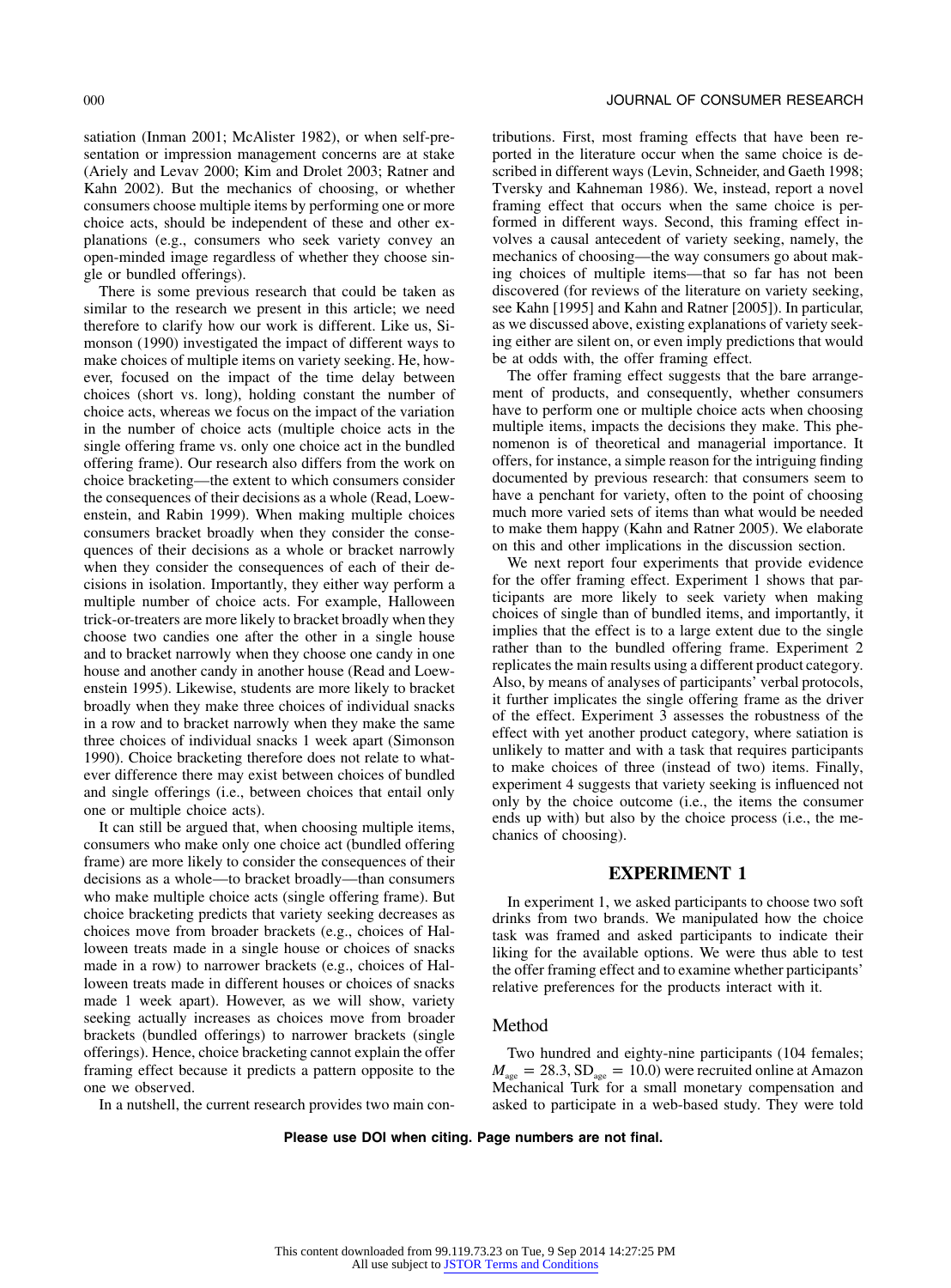satiation (Inman 2001; McAlister 1982), or when self-presentation or impression management concerns are at stake (Ariely and Levav 2000; Kim and Drolet 2003; Ratner and Kahn 2002). But the mechanics of choosing, or whether consumers choose multiple items by performing one or more choice acts, should be independent of these and other explanations (e.g., consumers who seek variety convey an open-minded image regardless of whether they choose single or bundled offerings).

There is some previous research that could be taken as similar to the research we present in this article; we need therefore to clarify how our work is different. Like us, Simonson (1990) investigated the impact of different ways to make choices of multiple items on variety seeking. He, however, focused on the impact of the time delay between choices (short vs. long), holding constant the number of choice acts, whereas we focus on the impact of the variation in the number of choice acts (multiple choice acts in the single offering frame vs. only one choice act in the bundled offering frame). Our research also differs from the work on choice bracketing—the extent to which consumers consider the consequences of their decisions as a whole (Read, Loewenstein, and Rabin 1999). When making multiple choices consumers bracket broadly when they consider the consequences of their decisions as a whole or bracket narrowly when they consider the consequences of each of their decisions in isolation. Importantly, they either way perform a multiple number of choice acts. For example, Halloween trick-or-treaters are more likely to bracket broadly when they choose two candies one after the other in a single house and to bracket narrowly when they choose one candy in one house and another candy in another house (Read and Loewenstein 1995). Likewise, students are more likely to bracket broadly when they make three choices of individual snacks in a row and to bracket narrowly when they make the same three choices of individual snacks 1 week apart (Simonson 1990). Choice bracketing therefore does not relate to whatever difference there may exist between choices of bundled and single offerings (i.e., between choices that entail only one or multiple choice acts).

It can still be argued that, when choosing multiple items, consumers who make only one choice act (bundled offering frame) are more likely to consider the consequences of their decisions as a whole—to bracket broadly—than consumers who make multiple choice acts (single offering frame). But choice bracketing predicts that variety seeking decreases as choices move from broader brackets (e.g., choices of Halloween treats made in a single house or choices of snacks made in a row) to narrower brackets (e.g., choices of Halloween treats made in different houses or choices of snacks made 1 week apart). However, as we will show, variety seeking actually increases as choices move from broader brackets (bundled offerings) to narrower brackets (single offerings). Hence, choice bracketing cannot explain the offer framing effect because it predicts a pattern opposite to the one we observed.

In a nutshell, the current research provides two main contributions. First, most framing effects that have been reported in the literature occur when the same choice is described in different ways (Levin, Schneider, and Gaeth 1998; Tversky and Kahneman 1986). We, instead, report a novel framing effect that occurs when the same choice is performed in different ways. Second, this framing effect involves a causal antecedent of variety seeking, namely, the mechanics of choosing—the way consumers go about making choices of multiple items—that so far has not been discovered (for reviews of the literature on variety seeking, see Kahn [1995] and Kahn and Ratner [2005]). In particular, as we discussed above, existing explanations of variety seeking either are silent on, or even imply predictions that would be at odds with, the offer framing effect.

The offer framing effect suggests that the bare arrangement of products, and consequently, whether consumers have to perform one or multiple choice acts when choosing multiple items, impacts the decisions they make. This phenomenon is of theoretical and managerial importance. It offers, for instance, a simple reason for the intriguing finding documented by previous research: that consumers seem to have a penchant for variety, often to the point of choosing much more varied sets of items than what would be needed to make them happy (Kahn and Ratner 2005). We elaborate on this and other implications in the discussion section.

We next report four experiments that provide evidence for the offer framing effect. Experiment 1 shows that participants are more likely to seek variety when making choices of single than of bundled items, and importantly, it implies that the effect is to a large extent due to the single rather than to the bundled offering frame. Experiment 2 replicates the main results using a different product category. Also, by means of analyses of participants' verbal protocols, it further implicates the single offering frame as the driver of the effect. Experiment 3 assesses the robustness of the effect with yet another product category, where satiation is unlikely to matter and with a task that requires participants to make choices of three (instead of two) items. Finally, experiment 4 suggests that variety seeking is influenced not only by the choice outcome (i.e., the items the consumer ends up with) but also by the choice process (i.e., the mechanics of choosing).

## EXPERIMENT 1

In experiment 1, we asked participants to choose two soft drinks from two brands. We manipulated how the choice task was framed and asked participants to indicate their liking for the available options. We were thus able to test the offer framing effect and to examine whether participants' relative preferences for the products interact with it.

### Method

Two hundred and eighty-nine participants (104 females; $M_{age} = 28.3$, $SD_{age} = 10.0$) were recruited online at Amazon Mechanical Turk for a small monetary compensation and asked to participate in a web-based study. They were told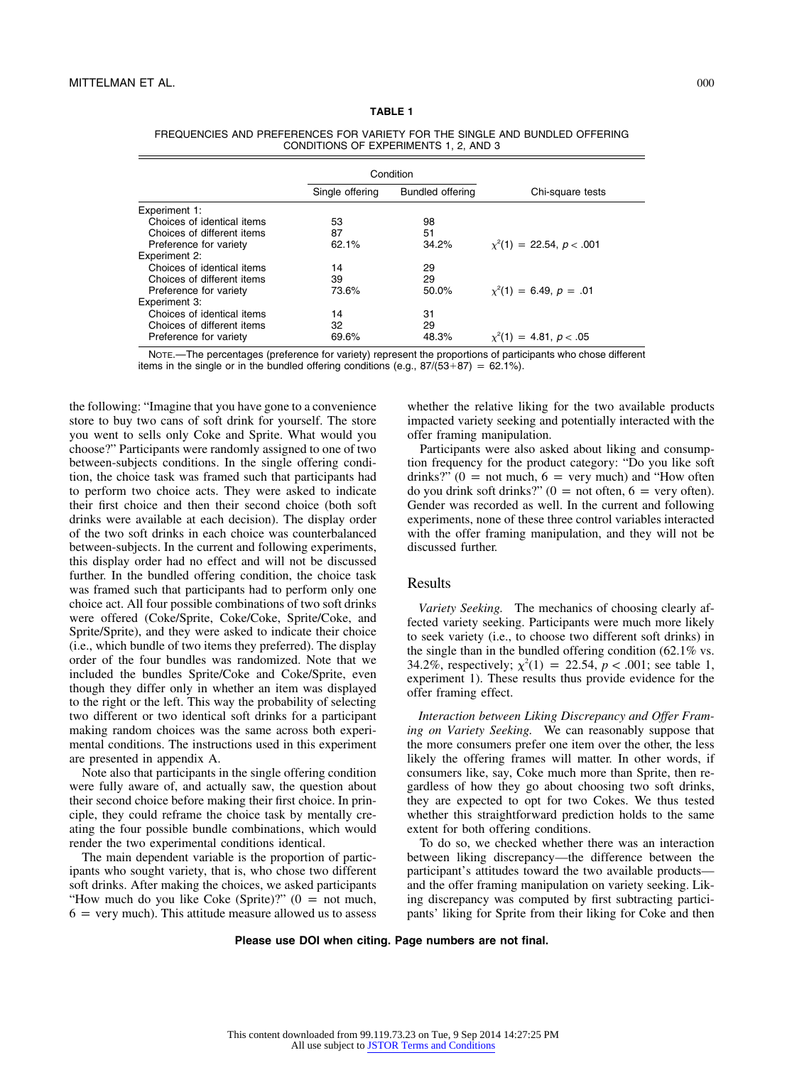**TABLE 1**

FREQUENCIES AND PREFERENCES FOR VARIETY FOR THE SINGLE AND BUNDLED OFFERING CONDITIONS OF EXPERIMENTS 1, 2, AND 3

| | Condition | | |
|---|---|---|---|
| | Single offering | Bundled offering | Chi-square tests |
| Experiment 1: | | | |
| Choices of identical items | 53 | 98 | |
| Choices of different items | 87 | 51 | |
| Preference for variety | 62.1% | 34.2% | $\chi^2(1) = 22.54$, $p < .001$ |
| Experiment 2: | | | |
| Choices of identical items | 14 | 29 | |
| Choices of different items | 39 | 29 | |
| Preference for variety | 73.6% | 50.0% | $\chi^2(1) = 6.49$, $p = .01$ |
| Experiment 3: | | | |
| Choices of identical items | 14 | 31 | |
| Choices of different items | 32 | 29 | |
| Preference for variety | 69.6% | 48.3% | $\chi^2(1) = 4.81$, $p < .05$ |

NOTE.—The percentages (preference for variety) represent the proportions of participants who chose different items in the single or in the bundled offering conditions (e.g., 87/(53+87) = 62.1%).

the following: "Imagine that you have gone to a convenience store to buy two cans of soft drink for yourself. The store you went to sells only Coke and Sprite. What would you choose?" Participants were randomly assigned to one of two between-subjects conditions. In the single offering condition, the choice task was framed such that participants had to perform two choice acts. They were asked to indicate their first choice and then their second choice (both soft drinks were available at each decision). The display order of the two soft drinks in each choice was counterbalanced between-subjects. In the current and following experiments, this display order had no effect and will not be discussed further. In the bundled offering condition, the choice task was framed such that participants had to perform only one choice act. All four possible combinations of two soft drinks were offered (Coke/Sprite, Coke/Coke, Sprite/Coke, and Sprite/Sprite), and they were asked to indicate their choice (i.e., which bundle of two items they preferred). The display order of the four bundles was randomized. Note that we included the bundles Sprite/Coke and Coke/Sprite, even though they differ only in whether an item was displayed to the right or the left. This way the probability of selecting two different or two identical soft drinks for a participant making random choices was the same across both experimental conditions. The instructions used in this experiment are presented in appendix A.

Note also that participants in the single offering condition were fully aware of, and actually saw, the question about their second choice before making their first choice. In principle, they could reframe the choice task by mentally creating the four possible bundle combinations, which would render the two experimental conditions identical.

The main dependent variable is the proportion of participants who sought variety, that is, who chose two different soft drinks. After making the choices, we asked participants "How much do you like Coke (Sprite)?" (0 = not much, 6 = very much). This attitude measure allowed us to assess whether the relative liking for the two available products impacted variety seeking and potentially interacted with the offer framing manipulation.

Participants were also asked about liking and consumption frequency for the product category: "Do you like soft drinks?" (0 = not much, 6 = very much) and "How often do you drink soft drinks?" (0 = not often, 6 = very often). Gender was recorded as well. In the current and following experiments, none of these three control variables interacted with the offer framing manipulation, and they will not be discussed further.

## Results

*Variety Seeking.* The mechanics of choosing clearly affected variety seeking. Participants were much more likely to seek variety (i.e., to choose two different soft drinks) in the single than in the bundled offering condition (62.1% vs. 34.2%, respectively; $\chi^2(1) = 22.54$, $p < .001$; see table 1, experiment 1). These results thus provide evidence for the offer framing effect.

*Interaction between Liking Discrepancy and Offer Framing on Variety Seeking.* We can reasonably suppose that the more consumers prefer one item over the other, the less likely the offering frames will matter. In other words, if consumers like, say, Coke much more than Sprite, then regardless of how they go about choosing two soft drinks, they are expected to opt for two Cokes. We thus tested whether this straightforward prediction holds to the same extent for both offering conditions.

To do so, we checked whether there was an interaction between liking discrepancy—the difference between the participant's attitudes toward the two available products—and the offer framing manipulation on variety seeking. Liking discrepancy was computed by first subtracting participants' liking for Sprite from their liking for Coke and then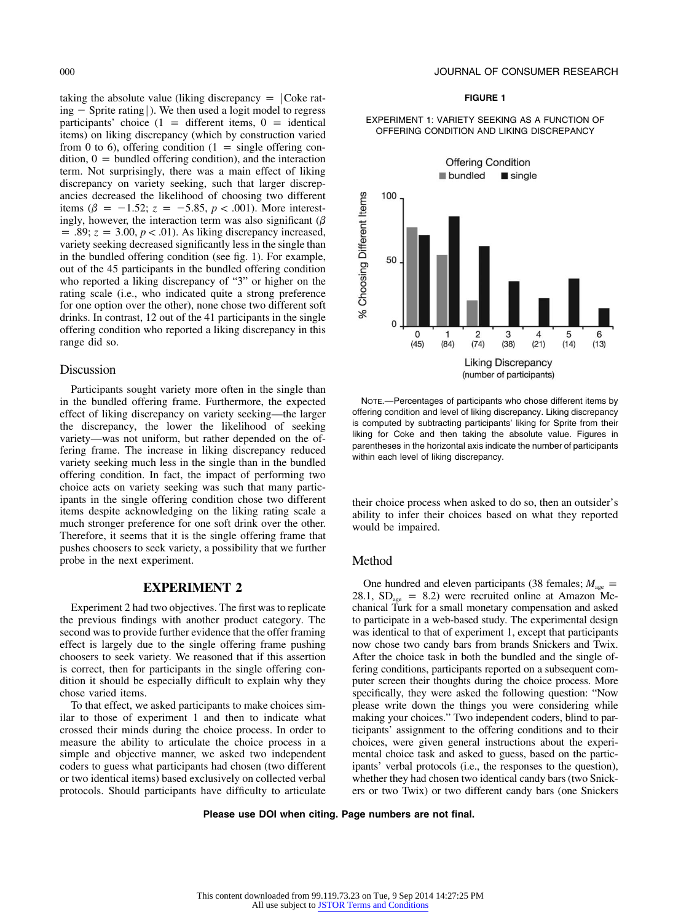taking the absolute value (liking discrepancy = |Coke rating − Sprite rating|). We then used a logit model to regress participants' choice (1 = different items, 0 = identical items) on liking discrepancy (which by construction varied from 0 to 6), offering condition (1 = single offering condition, 0 = bundled offering condition), and the interaction term. Not surprisingly, there was a main effect of liking discrepancy on variety seeking, such that larger discrepancies decreased the likelihood of choosing two different items ($\beta = -1.52$; $z = -5.85$, $p < .001$). More interestingly, however, the interaction term was also significant ($\beta = .89$; $z = 3.00$, $p < .01$). As liking discrepancy increased, variety seeking decreased significantly less in the single than in the bundled offering condition (see fig. 1). For example, out of the 45 participants in the bundled offering condition who reported a liking discrepancy of "3" or higher on the rating scale (i.e., who indicated quite a strong preference for one option over the other), none chose two different soft drinks. In contrast, 12 out of the 41 participants in the single offering condition who reported a liking discrepancy in this range did so.

**FIGURE 1**

EXPERIMENT 1: VARIETY SEEKING AS A FUNCTION OF OFFERING CONDITION AND LIKING DISCREPANCY

NOTE.—Percentages of participants who chose different items by offering condition and level of liking discrepancy. Liking discrepancy is computed by subtracting participants' liking for Sprite from their liking for Coke and then taking the absolute value. Figures in parentheses in the horizontal axis indicate the number of participants within each level of liking discrepancy.

## Discussion

Participants sought variety more often in the single than in the bundled offering frame. Furthermore, the expected effect of liking discrepancy on variety seeking—the larger the discrepancy, the lower the likelihood of seeking variety—was not uniform, but rather depended on the offering frame. The increase in liking discrepancy reduced variety seeking much less in the single than in the bundled offering condition. In fact, the impact of performing two choice acts on variety seeking was such that many participants in the single offering condition chose two different items despite acknowledging on the liking rating scale a much stronger preference for one soft drink over the other. Therefore, it seems that it is the single offering frame that pushes choosers to seek variety, a possibility that we further probe in the next experiment.

# EXPERIMENT 2

Experiment 2 had two objectives. The first was to replicate the previous findings with another product category. The second was to provide further evidence that the offer framing effect is largely due to the single offering frame pushing choosers to seek variety. We reasoned that if this assertion is correct, then for participants in the single offering condition it should be especially difficult to explain why they chose varied items.

To that effect, we asked participants to make choices similar to those of experiment 1 and then to indicate what crossed their minds during the choice process. In order to measure the ability to articulate the choice process in a simple and objective manner, we asked two independent coders to guess what participants had chosen (two different or two identical items) based exclusively on collected verbal protocols. Should participants have difficulty to articulate their choice process when asked to do so, then an outsider's ability to infer their choices based on what they reported would be impaired.

## Method

One hundred and eleven participants (38 females; $M_{age}$ = 28.1, $SD_{age}$ = 8.2) were recruited online at Amazon Mechanical Turk for a small monetary compensation and asked to participate in a web-based study. The experimental design was identical to that of experiment 1, except that participants now chose two candy bars from brands Snickers and Twix. After the choice task in both the bundled and the single offering conditions, participants reported on a subsequent computer screen their thoughts during the choice process. More specifically, they were asked the following question: "Now please write down the things you were considering while making your choices." Two independent coders, blind to participants' assignment to the offering conditions and to their choices, were given general instructions about the experimental choice task and asked to guess, based on the participants' verbal protocols (i.e., the responses to the question), whether they had chosen two identical candy bars (two Snickers or two Twix) or two different candy bars (one Snickers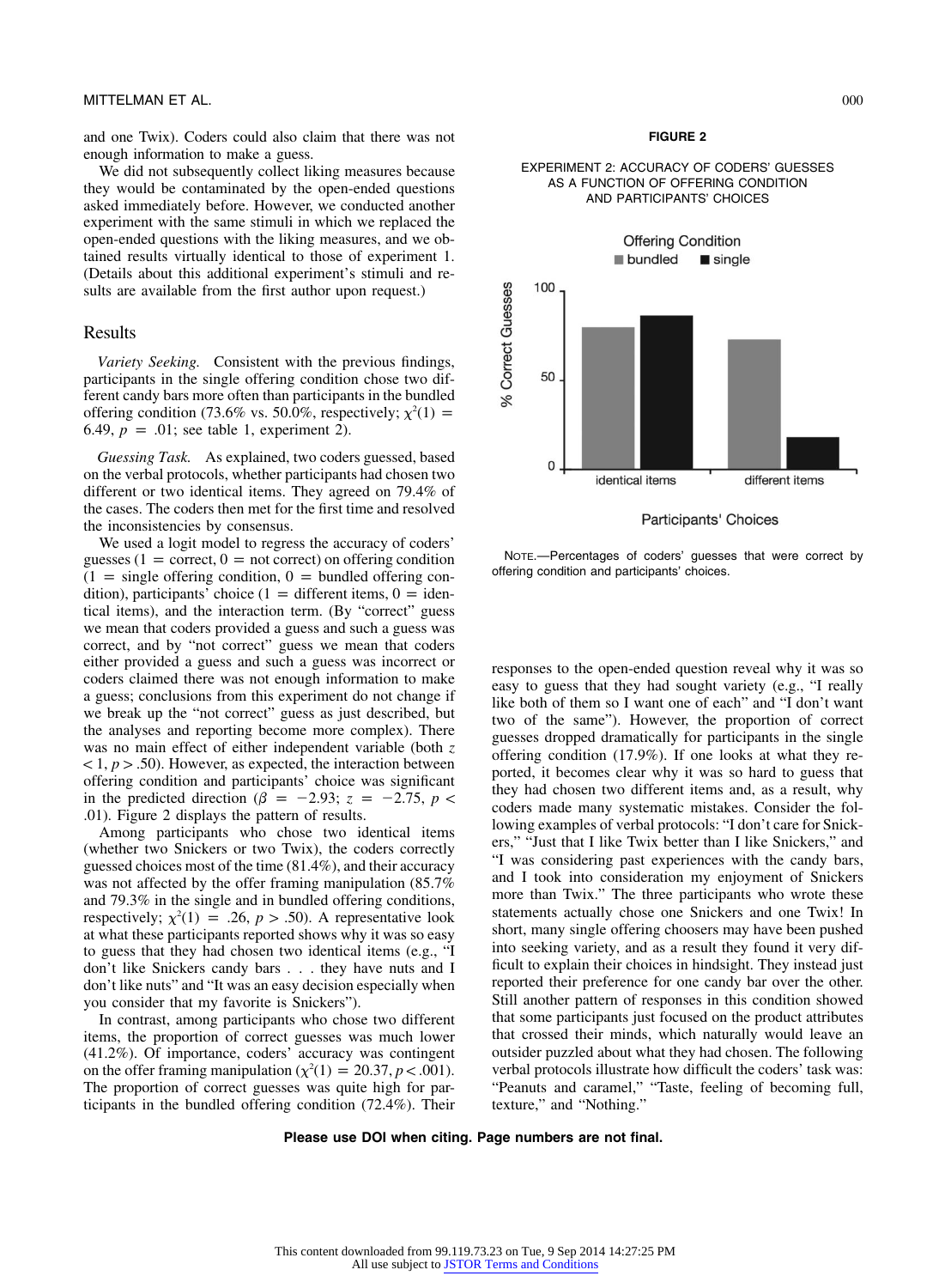and one Twix). Coders could also claim that there was not enough information to make a guess.

We did not subsequently collect liking measures because they would be contaminated by the open-ended questions asked immediately before. However, we conducted another experiment with the same stimuli in which we replaced the open-ended questions with the liking measures, and we obtained results virtually identical to those of experiment 1. (Details about this additional experiment's stimuli and results are available from the first author upon request.)

## Results

*Variety Seeking.* Consistent with the previous findings, participants in the single offering condition chose two different candy bars more often than participants in the bundled offering condition (73.6% vs. 50.0%, respectively; $\chi^2(1) = 6.49$, $p = .01$; see table 1, experiment 2).

*Guessing Task.* As explained, two coders guessed, based on the verbal protocols, whether participants had chosen two different or two identical items. They agreed on 79.4% of the cases. The coders then met for the first time and resolved the inconsistencies by consensus.

We used a logit model to regress the accuracy of coders' guesses (1 = correct, 0 = not correct) on offering condition (1 = single offering condition, 0 = bundled offering condition), participants' choice (1 = different items, 0 = identical items), and the interaction term. (By "correct" guess we mean that coders provided a guess and such a guess was correct, and by "not correct" guess we mean that coders either provided a guess and such a guess was incorrect or coders claimed there was not enough information to make a guess; conclusions from this experiment do not change if we break up the "not correct" guess as just described, but the analyses and reporting become more complex). There was no main effect of either independent variable (both $z < 1$, $p > .50$). However, as expected, the interaction between offering condition and participants' choice was significant in the predicted direction ($\beta = -2.93$; $z = -2.75$, $p < .01$). Figure 2 displays the pattern of results.

Among participants who chose two identical items (whether two Snickers or two Twix), the coders correctly guessed choices most of the time (81.4%), and their accuracy was not affected by the offer framing manipulation (85.7% and 79.3% in the single and in bundled offering conditions, respectively; $\chi^2(1) = .26$, $p > .50$). A representative look at what these participants reported shows why it was so easy to guess that they had chosen two identical items (e.g., "I don't like Snickers candy bars . . . they have nuts and I don't like nuts" and "It was an easy decision especially when you consider that my favorite is Snickers").

In contrast, among participants who chose two different items, the proportion of correct guesses was much lower (41.2%). Of importance, coders' accuracy was contingent on the offer framing manipulation ($\chi^2(1) = 20.37$, $p < .001$). The proportion of correct guesses was quite high for participants in the bundled offering condition (72.4%). Their responses to the open-ended question reveal why it was so easy to guess that they had sought variety (e.g., "I really like both of them so I want one of each" and "I don't want two of the same"). However, the proportion of correct guesses dropped dramatically for participants in the single offering condition (17.9%). If one looks at what they reported, it becomes clear why it was so hard to guess that they had chosen two different items and, as a result, why coders made many systematic mistakes. Consider the following examples of verbal protocols: "I don't care for Snickers," "Just that I like Twix better than I like Snickers," and "I was considering past experiences with the candy bars, and I took into consideration my enjoyment of Snickers more than Twix." The three participants who wrote these statements actually chose one Snickers and one Twix! In short, many single offering choosers may have been pushed into seeking variety, and as a result they found it very difficult to explain their choices in hindsight. They instead just reported their preference for one candy bar over the other. Still another pattern of responses in this condition showed that some participants just focused on the product attributes that crossed their minds, which naturally would leave an outsider puzzled about what they had chosen. The following verbal protocols illustrate how difficult the coders' task was: "Peanuts and caramel," "Taste, feeling of becoming full, texture," and "Nothing."

**FIGURE 2**

EXPERIMENT 2: ACCURACY OF CODERS' GUESSES AS A FUNCTION OF OFFERING CONDITION AND PARTICIPANTS' CHOICES

NOTE.—Percentages of coders' guesses that were correct by offering condition and participants' choices.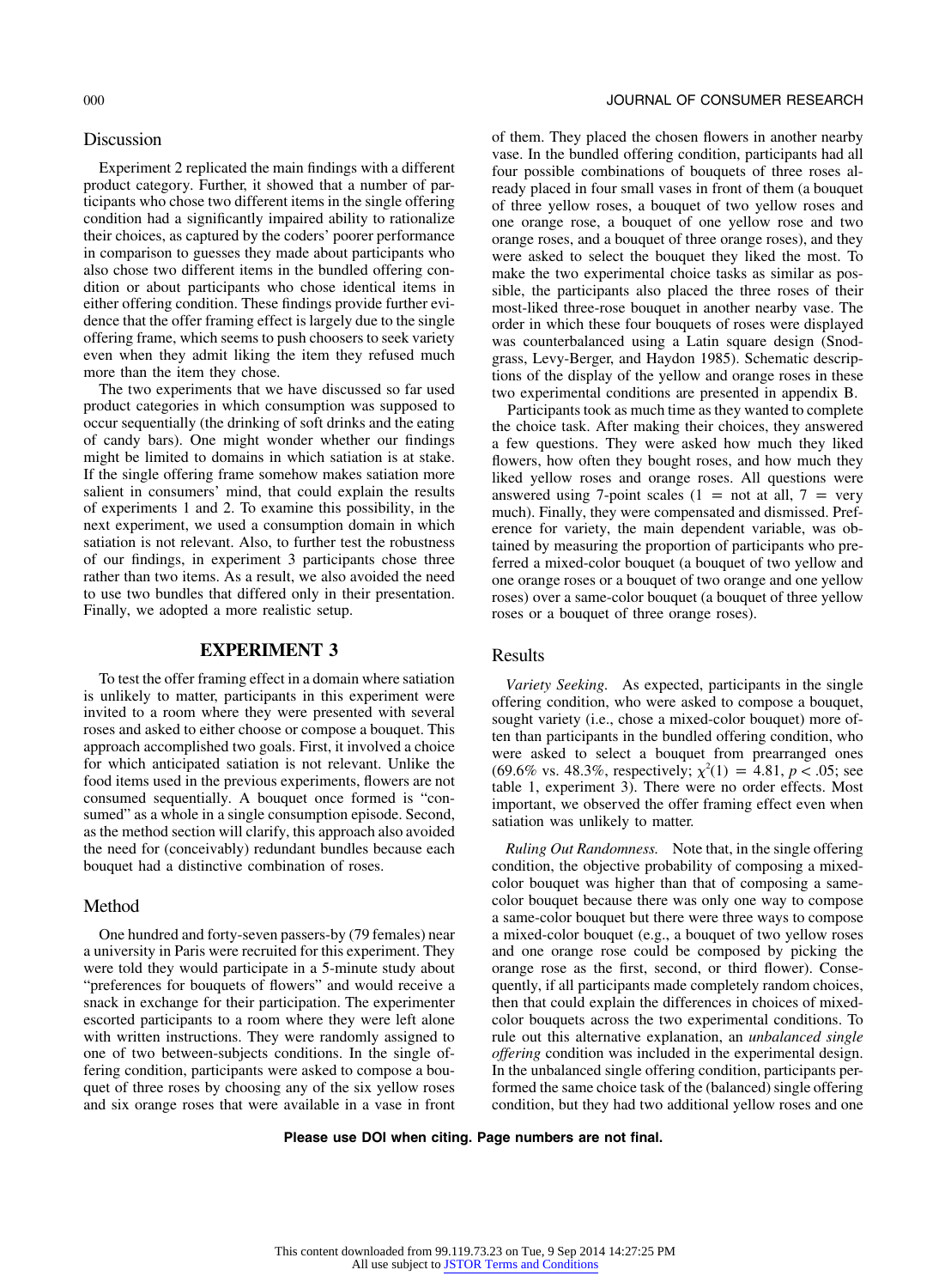## Discussion

Experiment 2 replicated the main findings with a different product category. Further, it showed that a number of participants who chose two different items in the single offering condition had a significantly impaired ability to rationalize their choices, as captured by the coders' poorer performance in comparison to guesses they made about participants who also chose two different items in the bundled offering condition or about participants who chose identical items in either offering condition. These findings provide further evidence that the offer framing effect is largely due to the single offering frame, which seems to push choosers to seek variety even when they admit liking the item they refused much more than the item they chose.

The two experiments that we have discussed so far used product categories in which consumption was supposed to occur sequentially (the drinking of soft drinks and the eating of candy bars). One might wonder whether our findings might be limited to domains in which satiation is at stake. If the single offering frame somehow makes satiation more salient in consumers' mind, that could explain the results of experiments 1 and 2. To examine this possibility, in the next experiment, we used a consumption domain in which satiation is not relevant. Also, to further test the robustness of our findings, in experiment 3 participants chose three rather than two items. As a result, we also avoided the need to use two bundles that differed only in their presentation. Finally, we adopted a more realistic setup.

## EXPERIMENT 3

To test the offer framing effect in a domain where satiation is unlikely to matter, participants in this experiment were invited to a room where they were presented with several roses and asked to either choose or compose a bouquet. This approach accomplished two goals. First, it involved a choice for which anticipated satiation is not relevant. Unlike the food items used in the previous experiments, flowers are not consumed sequentially. A bouquet once formed is "consumed" as a whole in a single consumption episode. Second, as the method section will clarify, this approach also avoided the need for (conceivably) redundant bundles because each bouquet had a distinctive combination of roses.

## Method

One hundred and forty-seven passers-by (79 females) near a university in Paris were recruited for this experiment. They were told they would participate in a 5-minute study about "preferences for bouquets of flowers" and would receive a snack in exchange for their participation. The experimenter escorted participants to a room where they were left alone with written instructions. They were randomly assigned to one of two between-subjects conditions. In the single offering condition, participants were asked to compose a bouquet of three roses by choosing any of the six yellow roses and six orange roses that were available in a vase in front of them. They placed the chosen flowers in another nearby vase. In the bundled offering condition, participants had all four possible combinations of bouquets of three roses already placed in four small vases in front of them (a bouquet of three yellow roses, a bouquet of two yellow roses and one orange rose, a bouquet of one yellow rose and two orange roses, and a bouquet of three orange roses), and they were asked to select the bouquet they liked the most. To make the two experimental choice tasks as similar as possible, the participants also placed the three roses of their most-liked three-rose bouquet in another nearby vase. The order in which these four bouquets of roses were displayed was counterbalanced using a Latin square design (Snodgrass, Levy-Berger, and Haydon 1985). Schematic descriptions of the display of the yellow and orange roses in these two experimental conditions are presented in appendix B.

Participants took as much time as they wanted to complete the choice task. After making their choices, they answered a few questions. They were asked how much they liked flowers, how often they bought roses, and how much they liked yellow roses and orange roses. All questions were answered using 7-point scales (1 = not at all, 7 = very much). Finally, they were compensated and dismissed. Preference for variety, the main dependent variable, was obtained by measuring the proportion of participants who preferred a mixed-color bouquet (a bouquet of two yellow and one orange roses or a bouquet of two orange and one yellow roses) over a same-color bouquet (a bouquet of three yellow roses or a bouquet of three orange roses).

## Results

*Variety Seeking.* As expected, participants in the single offering condition, who were asked to compose a bouquet, sought variety (i.e., chose a mixed-color bouquet) more often than participants in the bundled offering condition, who were asked to select a bouquet from prearranged ones (69.6% vs. 48.3%, respectively; $\chi^2(1) = 4.81$, $p < .05$; see table 1, experiment 3). There were no order effects. Most important, we observed the offer framing effect even when satiation was unlikely to matter.

*Ruling Out Randomness.* Note that, in the single offering condition, the objective probability of composing a mixed-color bouquet was higher than that of composing a same-color bouquet because there was only one way to compose a same-color bouquet but there were three ways to compose a mixed-color bouquet (e.g., a bouquet of two yellow roses and one orange rose could be composed by picking the orange rose as the first, second, or third flower). Consequently, if all participants made completely random choices, then that could explain the differences in choices of mixed-color bouquets across the two experimental conditions. To rule out this alternative explanation, an *unbalanced single offering* condition was included in the experimental design. In the unbalanced single offering condition, participants performed the same choice task of the (balanced) single offering condition, but they had two additional yellow roses and one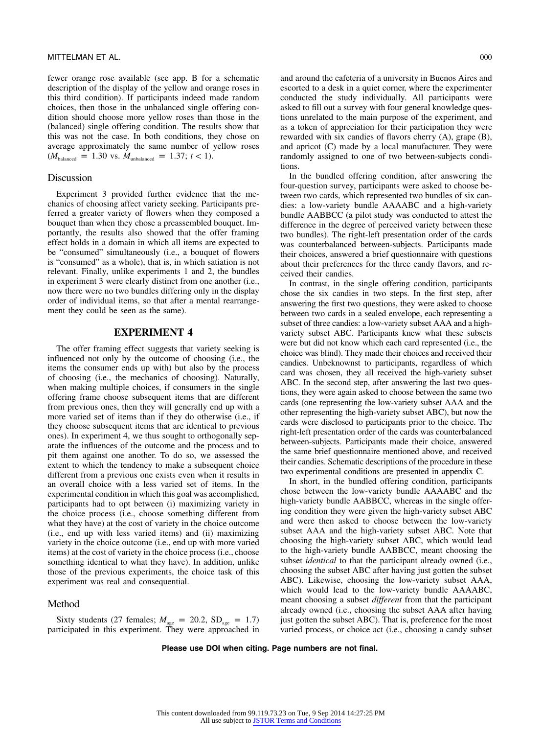fewer orange rose available (see app. B for a schematic description of the display of the yellow and orange roses in this third condition). If participants indeed made random choices, then those in the unbalanced single offering condition should choose more yellow roses than those in the (balanced) single offering condition. The results show that this was not the case. In both conditions, they chose on average approximately the same number of yellow roses ($M_{balanced} = 1.30$ vs. $M_{unbalanced} = 1.37$; $t < 1$).

## Discussion

Experiment 3 provided further evidence that the mechanics of choosing affect variety seeking. Participants preferred a greater variety of flowers when they composed a bouquet than when they chose a preassembled bouquet. Importantly, the results also showed that the offer framing effect holds in a domain in which all items are expected to be "consumed" simultaneously (i.e., a bouquet of flowers is "consumed" as a whole), that is, in which satiation is not relevant. Finally, unlike experiments 1 and 2, the bundles in experiment 3 were clearly distinct from one another (i.e., now there were no two bundles differing only in the display order of individual items, so that after a mental rearrangement they could be seen as the same).

# EXPERIMENT 4

The offer framing effect suggests that variety seeking is influenced not only by the outcome of choosing (i.e., the items the consumer ends up with) but also by the process of choosing (i.e., the mechanics of choosing). Naturally, when making multiple choices, if consumers in the single offering frame choose subsequent items that are different from previous ones, then they will generally end up with a more varied set of items than if they do otherwise (i.e., if they choose subsequent items that are identical to previous ones). In experiment 4, we thus sought to orthogonally separate the influences of the outcome and the process and to pit them against one another. To do so, we assessed the extent to which the tendency to make a subsequent choice different from a previous one exists even when it results in an overall choice with a less varied set of items. In the experimental condition in which this goal was accomplished, participants had to opt between (i) maximizing variety in the choice process (i.e., choose something different from what they have) at the cost of variety in the choice outcome (i.e., end up with less varied items) and (ii) maximizing variety in the choice outcome (i.e., end up with more varied items) at the cost of variety in the choice process (i.e., choose something identical to what they have). In addition, unlike those of the previous experiments, the choice task of this experiment was real and consequential.

## Method

Sixty students (27 females; $M_{age} = 20.2$, $SD_{age} = 1.7$) participated in this experiment. They were approached in and around the cafeteria of a university in Buenos Aires and escorted to a desk in a quiet corner, where the experimenter conducted the study individually. All participants were asked to fill out a survey with four general knowledge questions unrelated to the main purpose of the experiment, and as a token of appreciation for their participation they were rewarded with six candies of flavors cherry (A), grape (B), and apricot (C) made by a local manufacturer. They were randomly assigned to one of two between-subjects conditions.

In the bundled offering condition, after answering the four-question survey, participants were asked to choose between two cards, which represented two bundles of six candies: a low-variety bundle AAAABC and a high-variety bundle AABBCC (a pilot study was conducted to attest the difference in the degree of perceived variety between these two bundles). The right-left presentation order of the cards was counterbalanced between-subjects. Participants made their choices, answered a brief questionnaire with questions about their preferences for the three candy flavors, and received their candies.

In contrast, in the single offering condition, participants chose the six candies in two steps. In the first step, after answering the first two questions, they were asked to choose between two cards in a sealed envelope, each representing a subset of three candies: a low-variety subset AAA and a high-variety subset ABC. Participants knew what these subsets were but did not know which each card represented (i.e., the choice was blind). They made their choices and received their candies. Unbeknownst to participants, regardless of which card was chosen, they all received the high-variety subset ABC. In the second step, after answering the last two questions, they were again asked to choose between the same two cards (one representing the low-variety subset AAA and the other representing the high-variety subset ABC), but now the cards were disclosed to participants prior to the choice. The right-left presentation order of the cards was counterbalanced between-subjects. Participants made their choice, answered the same brief questionnaire mentioned above, and received their candies. Schematic descriptions of the procedure in these two experimental conditions are presented in appendix C.

In short, in the bundled offering condition, participants chose between the low-variety bundle AAAABC and the high-variety bundle AABBCC, whereas in the single offering condition they were given the high-variety subset ABC and were then asked to choose between the low-variety subset AAA and the high-variety subset ABC. Note that choosing the high-variety subset ABC, which would lead to the high-variety bundle AABBCC, meant choosing the subset *identical* to that the participant already owned (i.e., choosing the subset ABC after having just gotten the subset ABC). Likewise, choosing the low-variety subset AAA, which would lead to the low-variety bundle AAAABC, meant choosing a subset *different* from that the participant already owned (i.e., choosing the subset AAA after having just gotten the subset ABC). That is, preference for the most varied process, or choice act (i.e., choosing a candy subset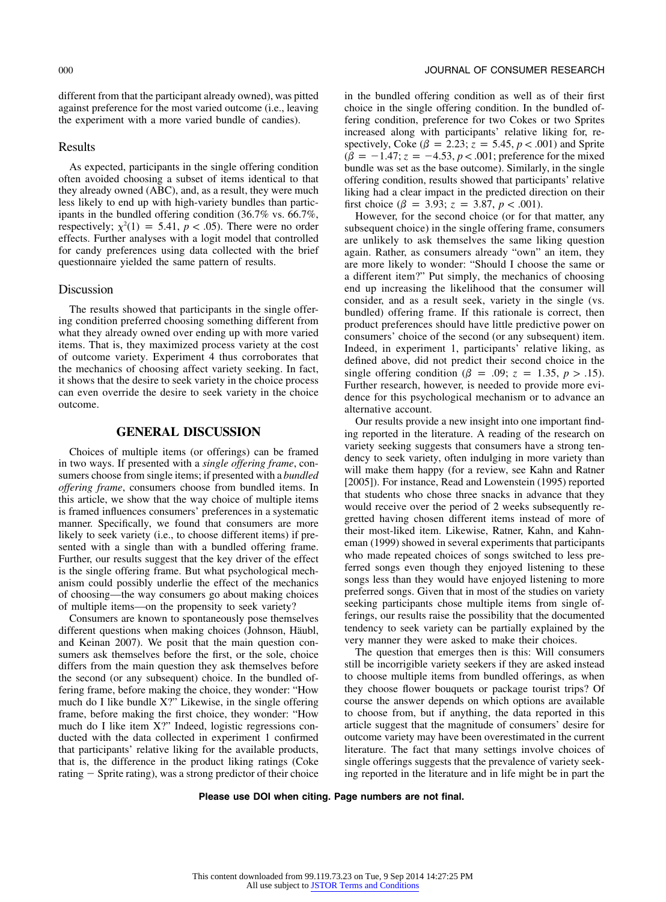different from that the participant already owned), was pitted against preference for the most varied outcome (i.e., leaving the experiment with a more varied bundle of candies).

## Results

As expected, participants in the single offering condition often avoided choosing a subset of items identical to that they already owned (ABC), and, as a result, they were much less likely to end up with high-variety bundles than participants in the bundled offering condition (36.7% vs. 66.7%, respectively; $\chi^2(1) = 5.41$, $p < .05$). There were no order effects. Further analyses with a logit model that controlled for candy preferences using data collected with the brief questionnaire yielded the same pattern of results.

## Discussion

The results showed that participants in the single offering condition preferred choosing something different from what they already owned over ending up with more varied items. That is, they maximized process variety at the cost of outcome variety. Experiment 4 thus corroborates that the mechanics of choosing affect variety seeking. In fact, it shows that the desire to seek variety in the choice process can even override the desire to seek variety in the choice outcome.

# GENERAL DISCUSSION

Choices of multiple items (or offerings) can be framed in two ways. If presented with a *single offering frame*, consumers choose from single items; if presented with a *bundled offering frame*, consumers choose from bundled items. In this article, we show that the way choice of multiple items is framed influences consumers' preferences in a systematic manner. Specifically, we found that consumers are more likely to seek variety (i.e., to choose different items) if presented with a single than with a bundled offering frame. Further, our results suggest that the key driver of the effect is the single offering frame. But what psychological mechanism could possibly underlie the effect of the mechanics of choosing—the way consumers go about making choices of multiple items—on the propensity to seek variety?

Consumers are known to spontaneously pose themselves different questions when making choices (Johnson, Häubl, and Keinan 2007). We posit that the main question consumers ask themselves before the first, or the sole, choice differs from the main question they ask themselves before the second (or any subsequent) choice. In the bundled offering frame, before making the choice, they wonder: "How much do I like bundle X?" Likewise, in the single offering frame, before making the first choice, they wonder: "How much do I like item X?" Indeed, logistic regressions conducted with the data collected in experiment 1 confirmed that participants' relative liking for the available products, that is, the difference in the product liking ratings (Coke rating − Sprite rating), was a strong predictor of their choice in the bundled offering condition as well as of their first choice in the single offering condition. In the bundled offering condition, preference for two Cokes or two Sprites increased along with participants' relative liking for, respectively, Coke ($\beta = 2.23$; $z = 5.45$, $p < .001$) and Sprite ($\beta = -1.47$; $z = -4.53$, $p < .001$; preference for the mixed bundle was set as the base outcome). Similarly, in the single offering condition, results showed that participants' relative liking had a clear impact in the predicted direction on their first choice ($\beta = 3.93$; $z = 3.87$, $p < .001$).

However, for the second choice (or for that matter, any subsequent choice) in the single offering frame, consumers are unlikely to ask themselves the same liking question again. Rather, as consumers already "own" an item, they are more likely to wonder: "Should I choose the same or a different item?" Put simply, the mechanics of choosing end up increasing the likelihood that the consumer will consider, and as a result seek, variety in the single (vs. bundled) offering frame. If this rationale is correct, then product preferences should have little predictive power on consumers' choice of the second (or any subsequent) item. Indeed, in experiment 1, participants' relative liking, as defined above, did not predict their second choice in the single offering condition ($\beta = .09$; $z = 1.35$, $p > .15$). Further research, however, is needed to provide more evidence for this psychological mechanism or to advance an alternative account.

Our results provide a new insight into one important finding reported in the literature. A reading of the research on variety seeking suggests that consumers have a strong tendency to seek variety, often indulging in more variety than will make them happy (for a review, see Kahn and Ratner [2005]). For instance, Read and Lowenstein (1995) reported that students who chose three snacks in advance that they would receive over the period of 2 weeks subsequently regretted having chosen different items instead of more of their most-liked item. Likewise, Ratner, Kahn, and Kahneman (1999) showed in several experiments that participants who made repeated choices of songs switched to less preferred songs even though they enjoyed listening to these songs less than they would have enjoyed listening to more preferred songs. Given that in most of the studies on variety seeking participants chose multiple items from single offerings, our results raise the possibility that the documented tendency to seek variety can be partially explained by the very manner they were asked to make their choices.

The question that emerges then is this: Will consumers still be incorrigible variety seekers if they are asked instead to choose multiple items from bundled offerings, as when they choose flower bouquets or package tourist trips? Of course the answer depends on which options are available to choose from, but if anything, the data reported in this article suggest that the magnitude of consumers' desire for outcome variety may have been overestimated in the current literature. The fact that many settings involve choices of single offerings suggests that the prevalence of variety seeking reported in the literature and in life might be in part the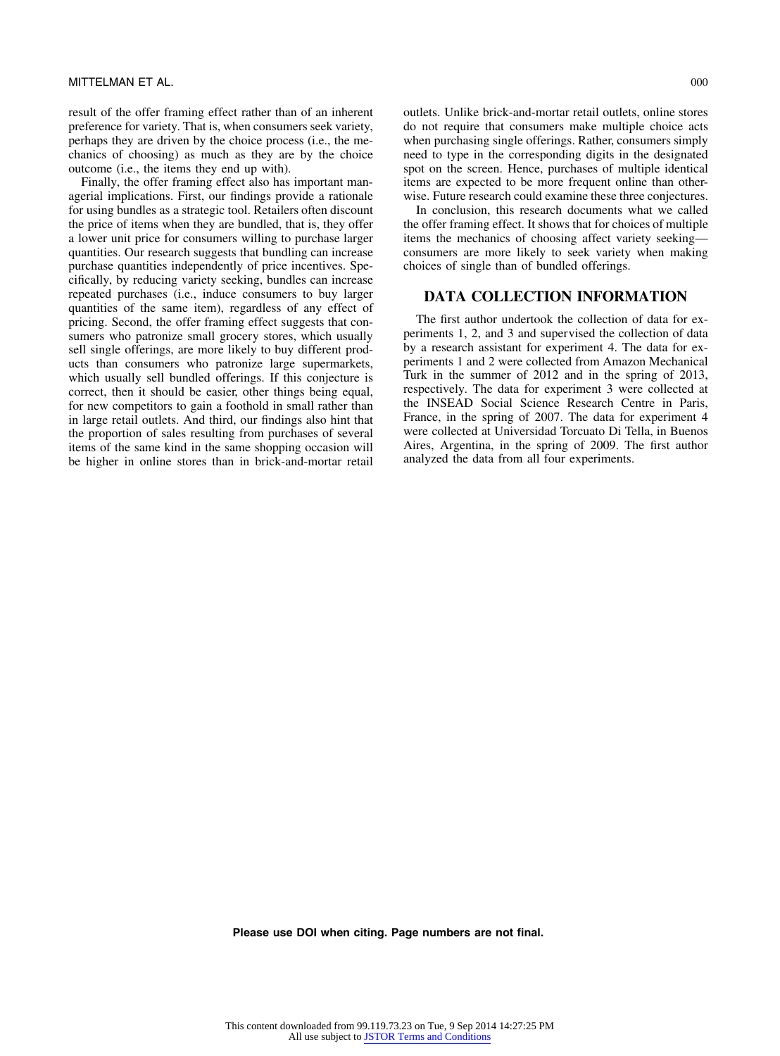result of the offer framing effect rather than of an inherent preference for variety. That is, when consumers seek variety, perhaps they are driven by the choice process (i.e., the mechanics of choosing) as much as they are by the choice outcome (i.e., the items they end up with).

Finally, the offer framing effect also has important managerial implications. First, our findings provide a rationale for using bundles as a strategic tool. Retailers often discount the price of items when they are bundled, that is, they offer a lower unit price for consumers willing to purchase larger quantities. Our research suggests that bundling can increase purchase quantities independently of price incentives. Specifically, by reducing variety seeking, bundles can increase repeated purchases (i.e., induce consumers to buy larger quantities of the same item), regardless of any effect of pricing. Second, the offer framing effect suggests that consumers who patronize small grocery stores, which usually sell single offerings, are more likely to buy different products than consumers who patronize large supermarkets, which usually sell bundled offerings. If this conjecture is correct, then it should be easier, other things being equal, for new competitors to gain a foothold in small rather than in large retail outlets. And third, our findings also hint that the proportion of sales resulting from purchases of several items of the same kind in the same shopping occasion will be higher in online stores than in brick-and-mortar retail outlets. Unlike brick-and-mortar retail outlets, online stores do not require that consumers make multiple choice acts when purchasing single offerings. Rather, consumers simply need to type in the corresponding digits in the designated spot on the screen. Hence, purchases of multiple identical items are expected to be more frequent online than otherwise. Future research could examine these three conjectures.

In conclusion, this research documents what we called the offer framing effect. It shows that for choices of multiple items the mechanics of choosing affect variety seeking—consumers are more likely to seek variety when making choices of single than of bundled offerings.

## DATA COLLECTION INFORMATION

The first author undertook the collection of data for experiments 1, 2, and 3 and supervised the collection of data by a research assistant for experiment 4. The data for experiments 1 and 2 were collected from Amazon Mechanical Turk in the summer of 2012 and in the spring of 2013, respectively. The data for experiment 3 were collected at the INSEAD Social Science Research Centre in Paris, France, in the spring of 2007. The data for experiment 4 were collected at Universidad Torcuato Di Tella, in Buenos Aires, Argentina, in the spring of 2009. The first author analyzed the data from all four experiments.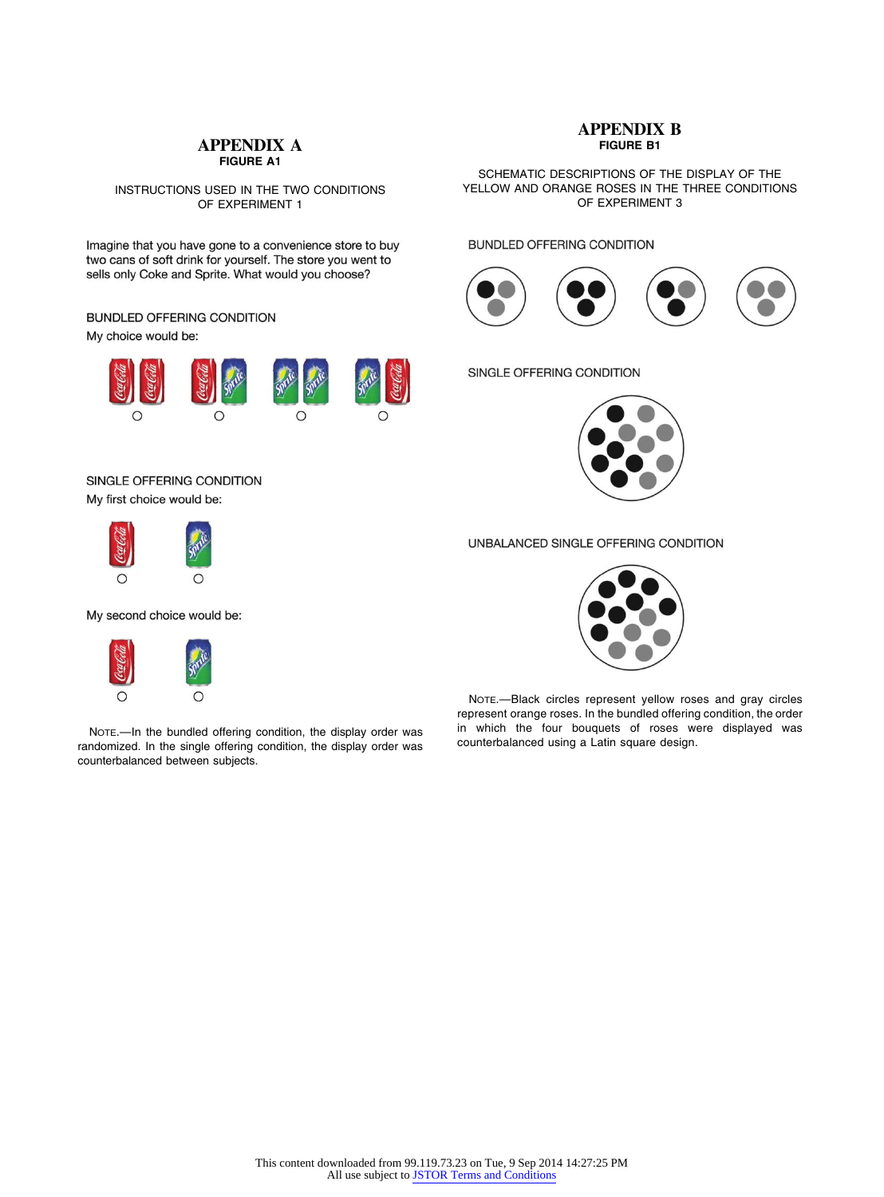## APPENDIX A

**FIGURE A1**

INSTRUCTIONS USED IN THE TWO CONDITIONS OF EXPERIMENT 1

Imagine that you have gone to a convenience store to buy two cans of soft drink for yourself. The store you went to sells only Coke and Sprite. What would you choose?

BUNDLED OFFERING CONDITION

My choice would be:

SINGLE OFFERING CONDITION

My first choice would be:

My second choice would be:

NOTE.—In the bundled offering condition, the display order was randomized. In the single offering condition, the display order was counterbalanced between subjects.

## APPENDIX B

**FIGURE B1**

SCHEMATIC DESCRIPTIONS OF THE DISPLAY OF THE YELLOW AND ORANGE ROSES IN THE THREE CONDITIONS OF EXPERIMENT 3

BUNDLED OFFERING CONDITION

SINGLE OFFERING CONDITION

UNBALANCED SINGLE OFFERING CONDITION

NOTE.—Black circles represent yellow roses and gray circles represent orange roses. In the bundled offering condition, the order in which the four bouquets of roses were displayed was counterbalanced using a Latin square design.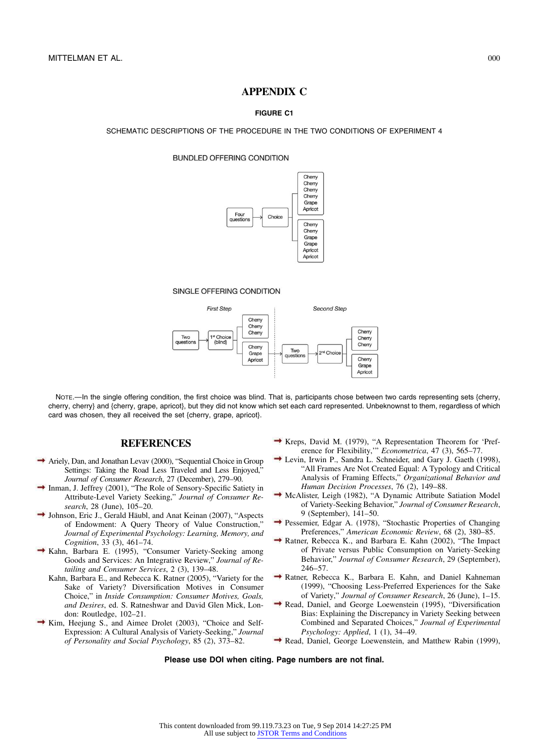## APPENDIX C

**FIGURE C1**

SCHEMATIC DESCRIPTIONS OF THE PROCEDURE IN THE TWO CONDITIONS OF EXPERIMENT 4

BUNDLED OFFERING CONDITION

Four questions → Choice → {Cherry, Cherry, Cherry, Cherry, Grape, Apricot} or {Cherry, Cherry, Grape, Grape, Apricot, Apricot}

SINGLE OFFERING CONDITION

*First Step*: Two questions → 1st Choice (blind) → {Cherry, Cherry, Cherry} or {Cherry, Grape, Apricot}

*Second Step*: Two questions → 2nd Choice → {Cherry, Cherry, Cherry} or {Cherry, Grape, Apricot}

NOTE.—In the single offering condition, the first choice was blind. That is, participants chose between two cards representing sets {cherry, cherry, cherry} and {cherry, grape, apricot}, but they did not know which set each card represented. Unbeknownst to them, regardless of which card was chosen, they all received the set {cherry, grape, apricot}.

## REFERENCES

Ariely, Dan, and Jonathan Levav (2000), "Sequential Choice in Group Settings: Taking the Road Less Traveled and Less Enjoyed," *Journal of Consumer Research*, 27 (December), 279–90.

Inman, J. Jeffrey (2001), "The Role of Sensory-Specific Satiety in Attribute-Level Variety Seeking," *Journal of Consumer Research*, 28 (June), 105–20.

Johnson, Eric J., Gerald Häubl, and Anat Keinan (2007), "Aspects of Endowment: A Query Theory of Value Construction," *Journal of Experimental Psychology: Learning, Memory, and Cognition*, 33 (3), 461–74.

Kahn, Barbara E. (1995), "Consumer Variety-Seeking among Goods and Services: An Integrative Review," *Journal of Retailing and Consumer Services*, 2 (3), 139–48.

Kahn, Barbara E., and Rebecca K. Ratner (2005), "Variety for the Sake of Variety? Diversification Motives in Consumer Choice," in *Inside Consumption: Consumer Motives, Goals, and Desires*, ed. S. Ratneshwar and David Glen Mick, London: Routledge, 102–21.

Kim, Heejung S., and Aimee Drolet (2003), "Choice and Self-Expression: A Cultural Analysis of Variety-Seeking," *Journal of Personality and Social Psychology*, 85 (2), 373–82.

Kreps, David M. (1979), "A Representation Theorem for 'Preference for Flexibility,'" *Econometrica*, 47 (3), 565–77.

Levin, Irwin P., Sandra L. Schneider, and Gary J. Gaeth (1998), "All Frames Are Not Created Equal: A Typology and Critical Analysis of Framing Effects," *Organizational Behavior and Human Decision Processes*, 76 (2), 149–88.

McAlister, Leigh (1982), "A Dynamic Attribute Satiation Model of Variety-Seeking Behavior," *Journal of Consumer Research*, 9 (September), 141–50.

Pessemier, Edgar A. (1978), "Stochastic Properties of Changing Preferences," *American Economic Review*, 68 (2), 380–85.

Ratner, Rebecca K., and Barbara E. Kahn (2002), "The Impact of Private versus Public Consumption on Variety-Seeking Behavior," *Journal of Consumer Research*, 29 (September), 246–57.

Ratner, Rebecca K., Barbara E. Kahn, and Daniel Kahneman (1999), "Choosing Less-Preferred Experiences for the Sake of Variety," *Journal of Consumer Research*, 26 (June), 1–15.

Read, Daniel, and George Loewenstein (1995), "Diversification Bias: Explaining the Discrepancy in Variety Seeking between Combined and Separated Choices," *Journal of Experimental Psychology: Applied*, 1 (1), 34–49.

Read, Daniel, George Loewenstein, and Matthew Rabin (1999),

**Please use DOI when citing. Page numbers are not final.**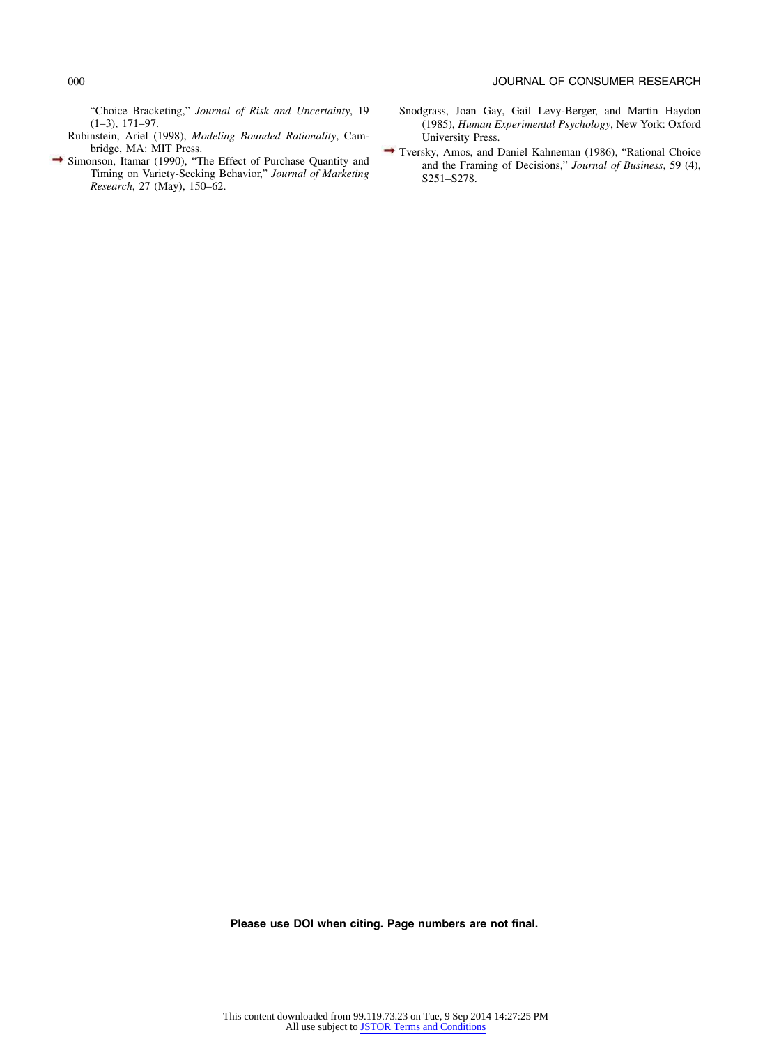"Choice Bracketing," *Journal of Risk and Uncertainty*, 19 (1–3), 171–97.

Rubinstein, Ariel (1998), *Modeling Bounded Rationality*, Cambridge, MA: MIT Press.

Simonson, Itamar (1990), "The Effect of Purchase Quantity and Timing on Variety-Seeking Behavior," *Journal of Marketing Research*, 27 (May), 150–62.

Snodgrass, Joan Gay, Gail Levy-Berger, and Martin Haydon (1985), *Human Experimental Psychology*, New York: Oxford University Press.

Tversky, Amos, and Daniel Kahneman (1986), "Rational Choice and the Framing of Decisions," *Journal of Business*, 59 (4), S251–S278.

**Please use DOI when citing. Page numbers are not final.**